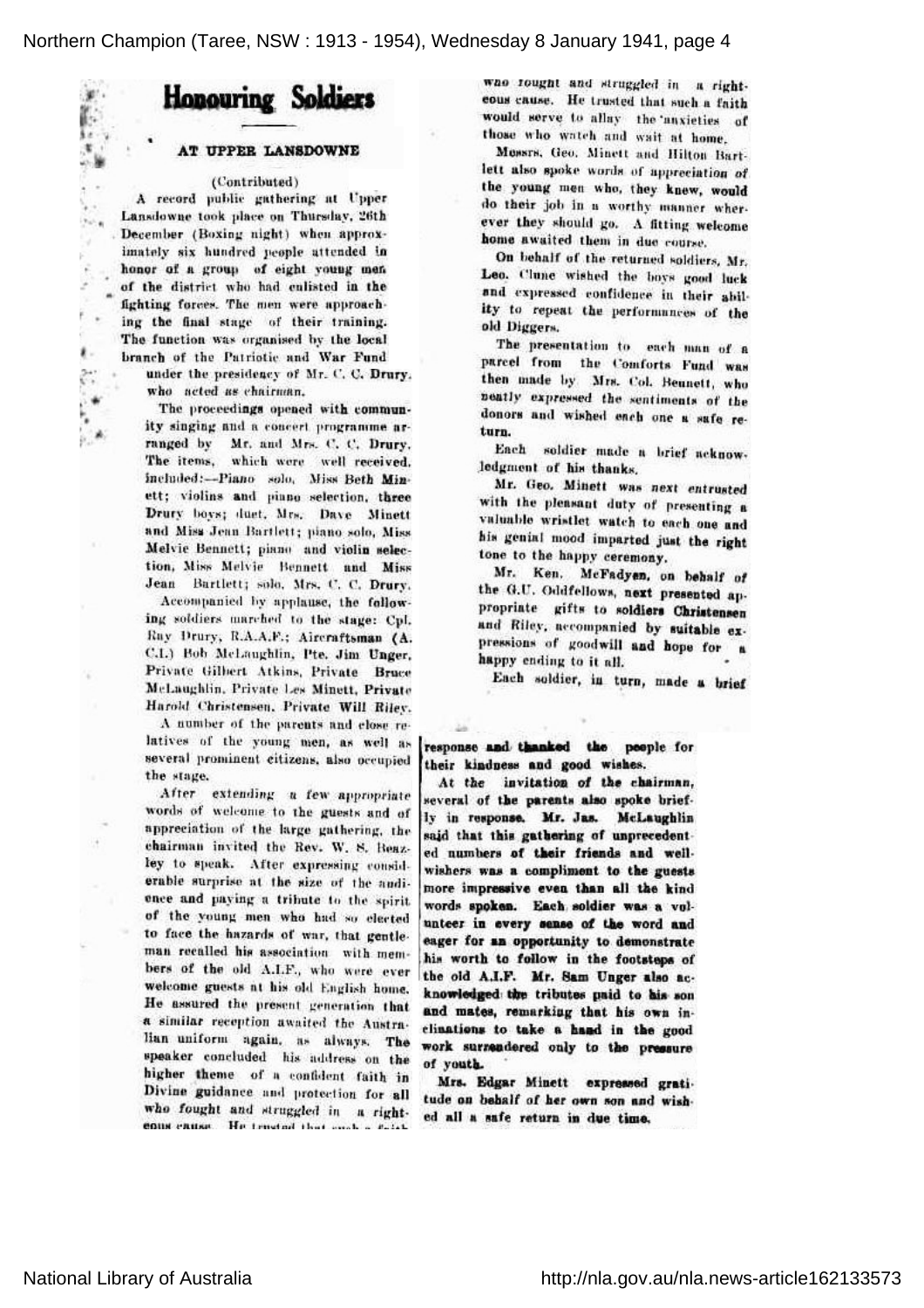# Honouring Soldiers

## AT UPPER LANSDOWNE

(Contributed)

A record public gathering at Upper Lansdowne took place on Thursday, 26th December (Boxing night) when approximately six hundred people attended in honor of a group of eight young men of the district who had enlisted in the fighting forces. The men were approaching the final stage of their training. The function was organised by the local branch of the Patriotic and War Fund under the presidency of Mr. C. C. Drury, who acted as chairman.

The proceedings opened with community singing and a concert programme arranged by Mr. and Mrs. C. C. Drury. The items, which were well received, included:—Piano solo, Miss Beth Minett; violins and piano selection, three Drury boys; duet, Mrs. Dave Minett and Miss Jean Bartlett; piano solo, Miss Melvie Bennett; piano and violin selection, Miss Melvie Bennett and Miss Jean Bartlett; solo, Mrs. C. C. Drury.

Accompanied by applause, the following soldiers marched to the stage: Cpl. Ray Drury, R.A.A.F.; Aircraftsman (A. C.1.) Bob McLaughlin, Pte. Jim Unger, Private Gilbert Atkins, Private Bruce McLaughlin, Private Les Minett, Private Harold Christensen, Private Will Riley.

A number of the parents and close relatives of the young men, as well as several prominent citizens, also occupied the stage.

After extending a few appropriate words of welcome to the guests and of appreciation of the large gathering, the chairman invited the Rev. W. S. Beazley to speak. After expressing considerable surprise at the size of the audience and paying a tribute to the spirit of the young men who had so elected to face the hazards of war, that gentleman recalled his association with members of the old A.I.F., who were ever welcome guests at his old English home. He assured the present generation that a similar reception awaited the Australian uniform again, as always. The speaker concluded his address on the higher theme of a confident faith in Divine guidance and protection for all who fought and struggled in a righteous cause. He trusted that such a faith would serve to allay the anxieties of those who watch and wait at home.

Messrs. Geo. Minett and Hilton Bartlett also spoke words of appreciation of the young men who, they knew, would do their job in a worthy manner wherever they should go. A fitting welcome home awaited them in due course.

On behalf of the returned soldiers, Mr. Leo. Clune wished the boys good luck and expressed confidence in their ability to repeat the performances of the old Diggers.

The presentation to each man of a parcel from the Comforts Fund was then made by Mrs. Col. Bennett, who neatly expressed the sentiments of the donors and wished each one a safe return.

Each soldier made a brief acknowledgment of his thanks.

Mr. Geo. Minett was next entrusted with the pleasant duty of presenting a valuable wristlet watch to each one and his genial mood imparted just the right tone to the happy ceremony.

Mr. Ken. McFadyen, on behalf of the G.U. Oddfellows, next presented appropriate gifts to soldiers Christensen and Riley, accompanied by suitable expressions of goodwill and hope for a happy ending to it all.

Each soldier, in turn, made a brief response and thanked the people for their kindness and good wishes.

At the invitation of the chairman, several of the parents also spoke briefly in response. Mr. Jas. McLaughlin said that this gathering of unprecedented numbers of their friends and well-wishers was a compliment to the guests more impressive even than all the kind words spoken. Each soldier was a volunteer in every sense of the word and eager for an opportunity to demonstrate his worth to follow in the footsteps of the old A.I.F. Mr. Sam Unger also acknowledged the tributes paid to his son and mates, remarking that his own inclinations to take a hand in the good work surrendered only to the pressure of youth.

Mrs. Edgar Minett expressed gratitude on behalf of her own son and wished all a safe return in due time.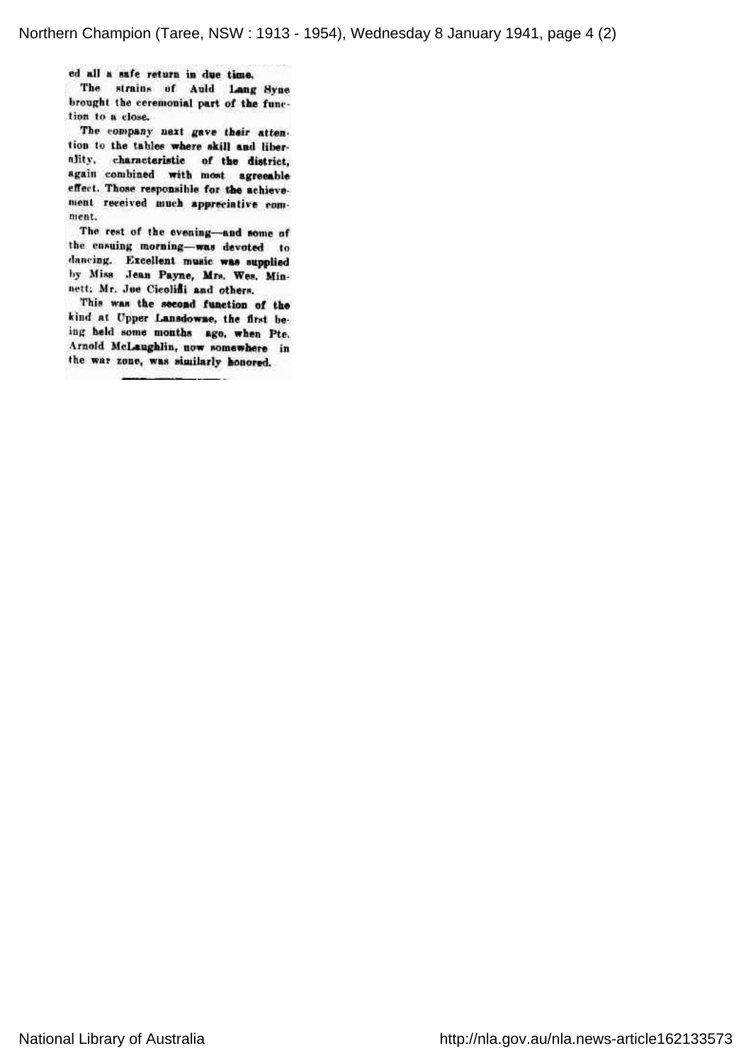ed all a safe return in due time.

The strains of Auld Lang Syne brought the ceremonial part of the function to a close.

The company next gave their attention to the tables where skill and liberality, characteristic of the district, again combined with most agreeable effect. Those responsible for the achievement received much appreciative comment.

The rest of the evening—and some of the ensuing morning—was devoted to dancing. Excellent music was supplied by Miss Jean Payne, Mrs. Wes. Minnett; Mr. Joe Cicolini and others.

This was the second function of the kind at Upper Lansdowne, the first being held some months ago, when Pte. Arnold McLaughlin, now somewhere in the war zone, was similarly honored.